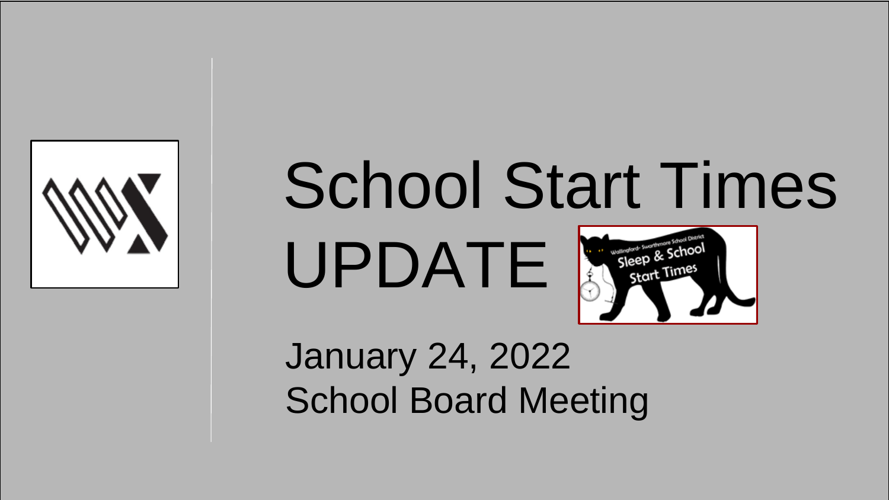# School Start Times UPDATE

January 24, 2022
School Board Meeting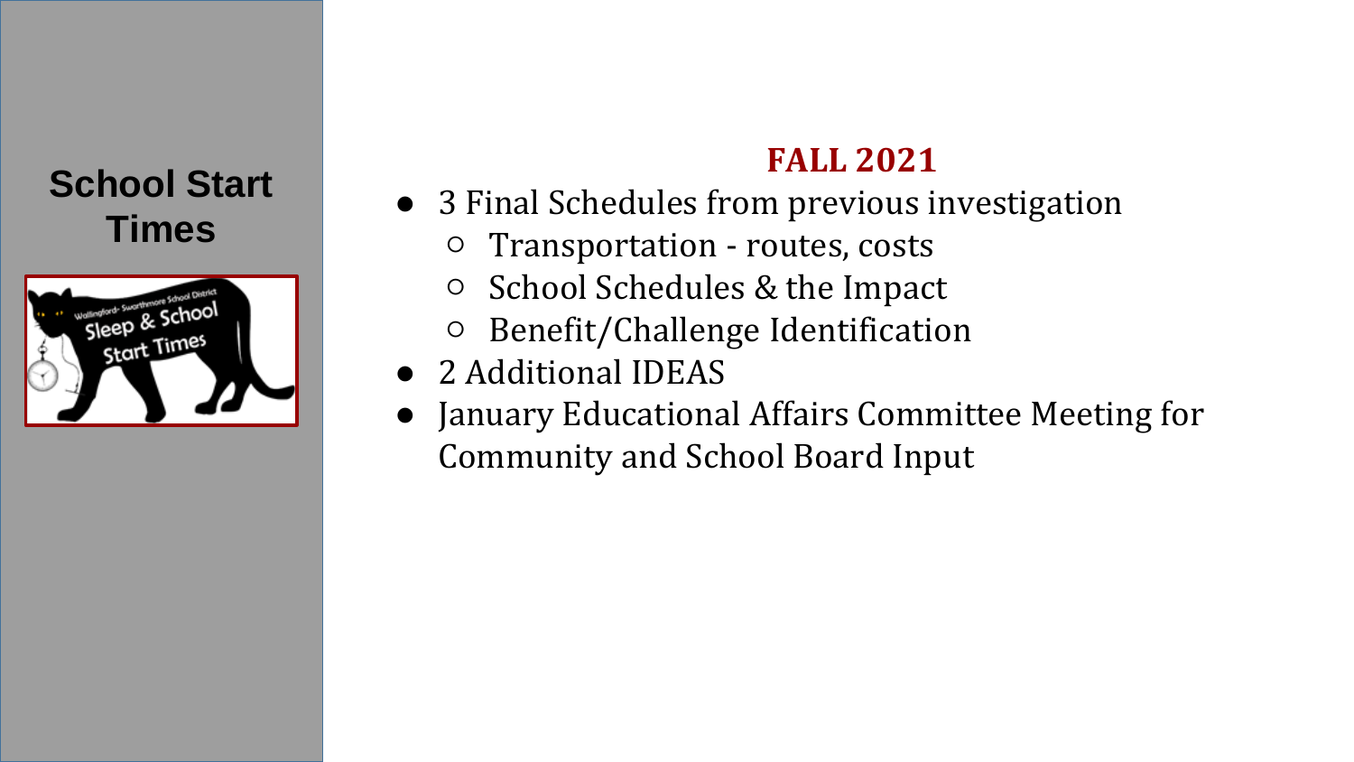# School Start Times

## FALL 2021

- 3 Final Schedules from previous investigation
  - Transportation - routes, costs
  - School Schedules & the Impact
  - Benefit/Challenge Identification
- 2 Additional IDEAS
- January Educational Affairs Committee Meeting for Community and School Board Input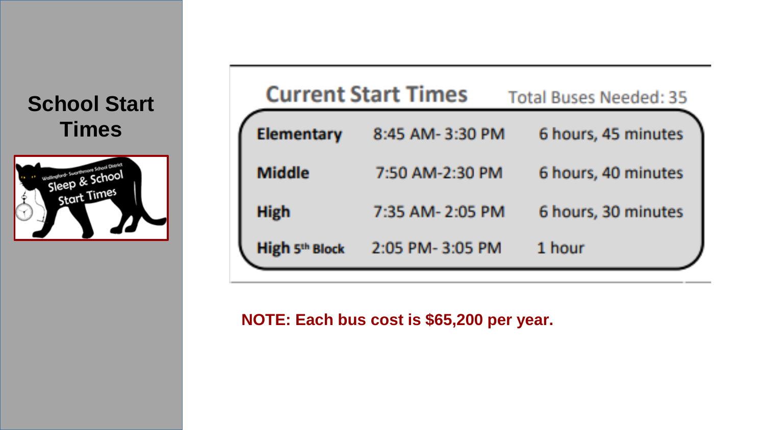# School Start Times

## Current Start Times

Total Buses Needed: 35

| | | |
|---|---|---|
| **Elementary** | 8:45 AM- 3:30 PM | 6 hours, 45 minutes |
| **Middle** | 7:50 AM-2:30 PM | 6 hours, 40 minutes |
| **High** | 7:35 AM- 2:05 PM | 6 hours, 30 minutes |
| **High 5th Block** | 2:05 PM- 3:05 PM | 1 hour |

**NOTE: Each bus cost is $65,200 per year.**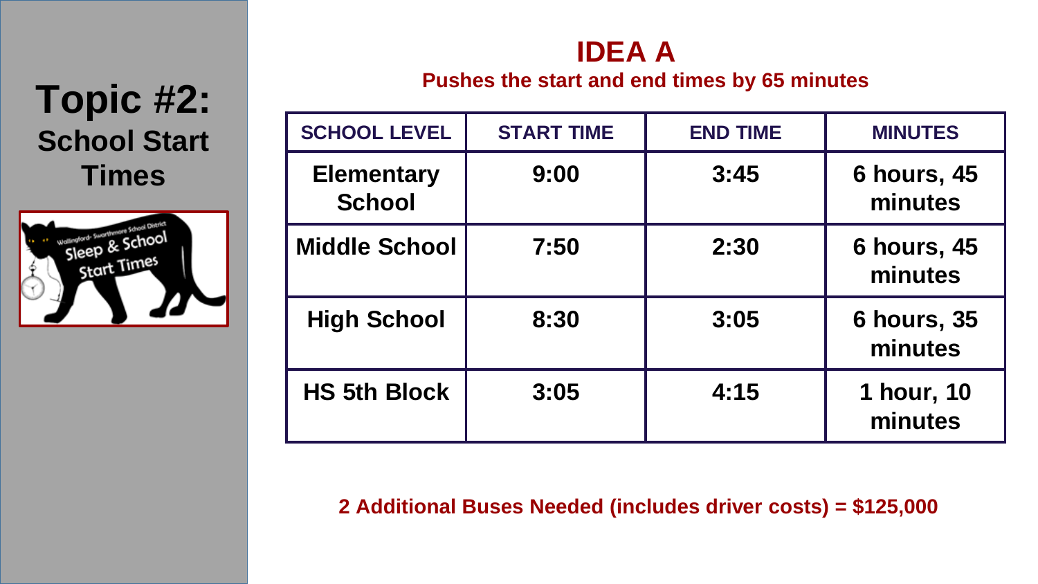# Topic #2:

## School Start Times

## IDEA A

**Pushes the start and end times by 65 minutes**

| SCHOOL LEVEL | START TIME | END TIME | MINUTES |
|---|---|---|---|
| Elementary School | 9:00 | 3:45 | 6 hours, 45 minutes |
| Middle School | 7:50 | 2:30 | 6 hours, 45 minutes |
| High School | 8:30 | 3:05 | 6 hours, 35 minutes |
| HS 5th Block | 3:05 | 4:15 | 1 hour, 10 minutes |

**2 Additional Buses Needed (includes driver costs) = $125,000**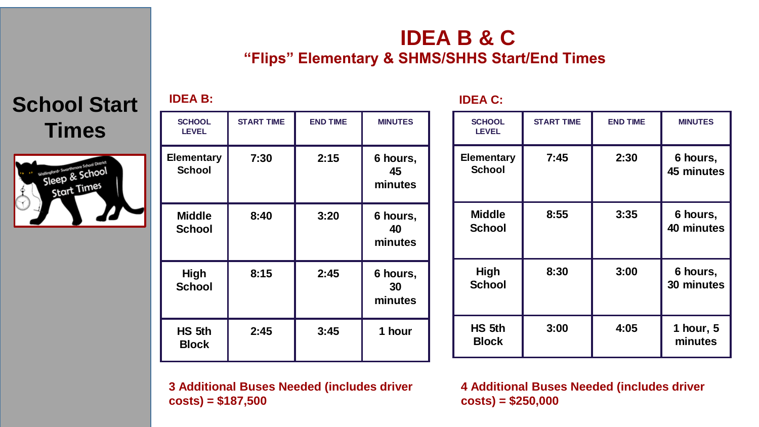# School Start Times

## IDEA B & C

### "Flips" Elementary & SHMS/SHHS Start/End Times

**IDEA B:**

| SCHOOL LEVEL | START TIME | END TIME | MINUTES |
|---|---|---|---|
| Elementary School | 7:30 | 2:15 | 6 hours, 45 minutes |
| Middle School | 8:40 | 3:20 | 6 hours, 40 minutes |
| High School | 8:15 | 2:45 | 6 hours, 30 minutes |
| HS 5th Block | 2:45 | 3:45 | 1 hour |

**3 Additional Buses Needed (includes driver costs) = $187,500**

**IDEA C:**

| SCHOOL LEVEL | START TIME | END TIME | MINUTES |
|---|---|---|---|
| Elementary School | 7:45 | 2:30 | 6 hours, 45 minutes |
| Middle School | 8:55 | 3:35 | 6 hours, 40 minutes |
| High School | 8:30 | 3:00 | 6 hours, 30 minutes |
| HS 5th Block | 3:00 | 4:05 | 1 hour, 5 minutes |

**4 Additional Buses Needed (includes driver costs) = $250,000**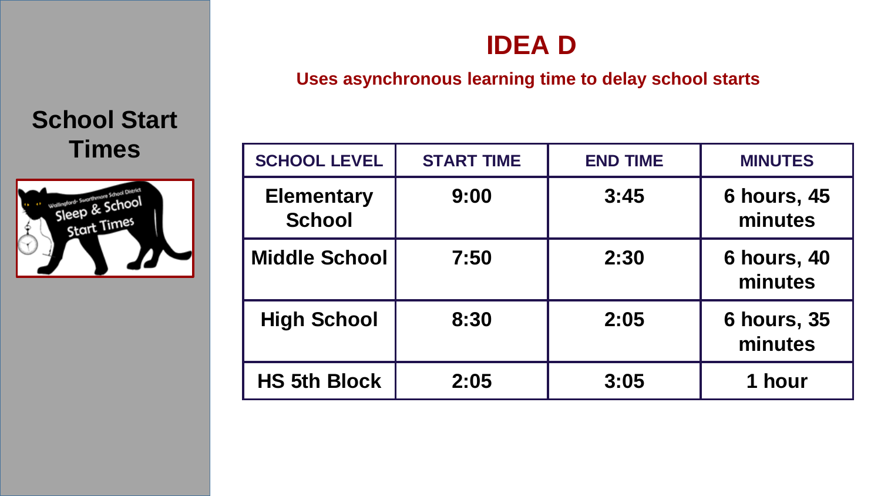## School Start Times

# IDEA D

**Uses asynchronous learning time to delay school starts**

| SCHOOL LEVEL | START TIME | END TIME | MINUTES |
|---|---|---|---|
| **Elementary School** | **9:00** | **3:45** | **6 hours, 45 minutes** |
| **Middle School** | **7:50** | **2:30** | **6 hours, 40 minutes** |
| **High School** | **8:30** | **2:05** | **6 hours, 35 minutes** |
| **HS 5th Block** | **2:05** | **3:05** | **1 hour** |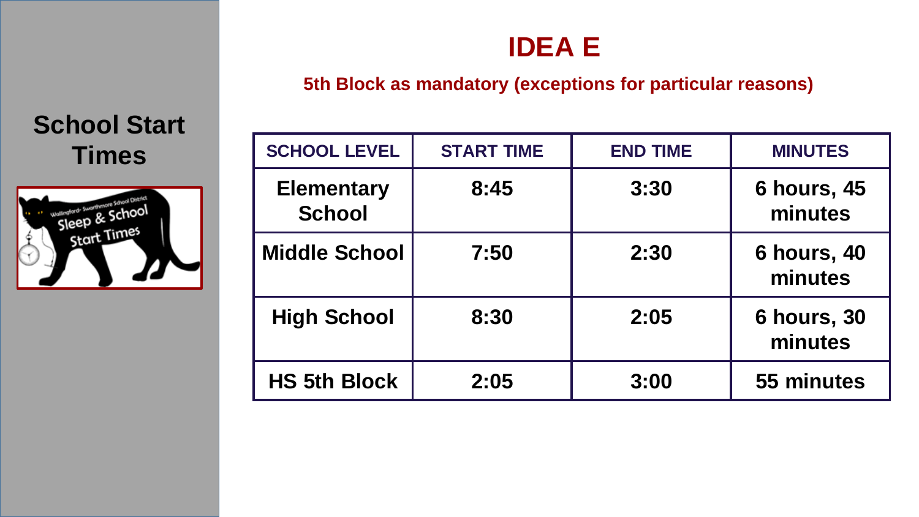## School Start Times

# IDEA E

**5th Block as mandatory (exceptions for particular reasons)**

| SCHOOL LEVEL | START TIME | END TIME | MINUTES |
|---|---|---|---|
| Elementary School | 8:45 | 3:30 | 6 hours, 45 minutes |
| Middle School | 7:50 | 2:30 | 6 hours, 40 minutes |
| High School | 8:30 | 2:05 | 6 hours, 30 minutes |
| HS 5th Block | 2:05 | 3:00 | 55 minutes |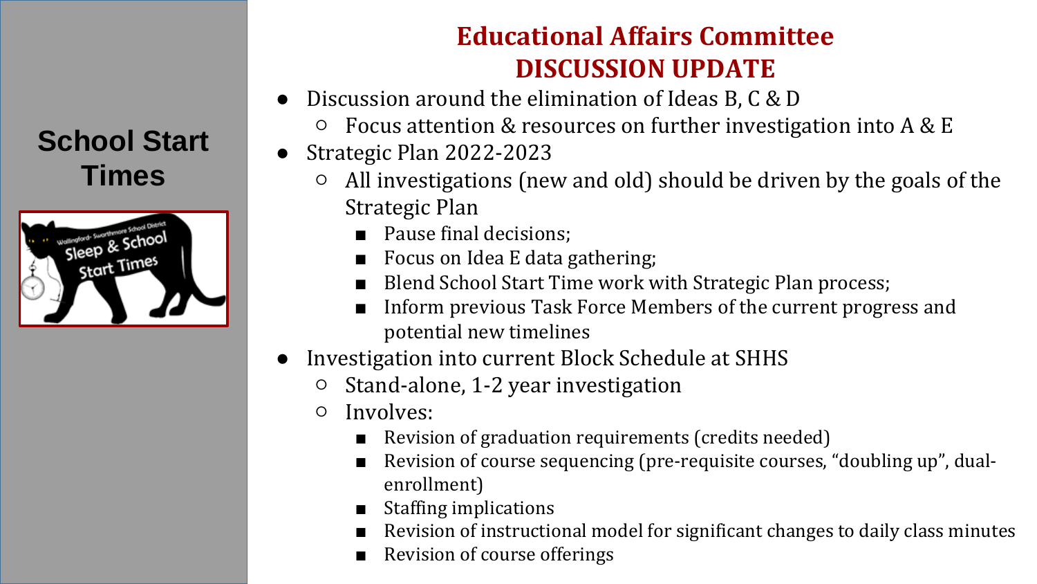# School Start Times

## Educational Affairs Committee DISCUSSION UPDATE

- Discussion around the elimination of Ideas B, C & D
  - Focus attention & resources on further investigation into A & E
- Strategic Plan 2022-2023
  - All investigations (new and old) should be driven by the goals of the Strategic Plan
    - Pause final decisions;
    - Focus on Idea E data gathering;
    - Blend School Start Time work with Strategic Plan process;
    - Inform previous Task Force Members of the current progress and potential new timelines
- Investigation into current Block Schedule at SHHS
  - Stand-alone, 1-2 year investigation
  - Involves:
    - Revision of graduation requirements (credits needed)
    - Revision of course sequencing (pre-requisite courses, "doubling up", dual-enrollment)
    - Staffing implications
    - Revision of instructional model for significant changes to daily class minutes
    - Revision of course offerings